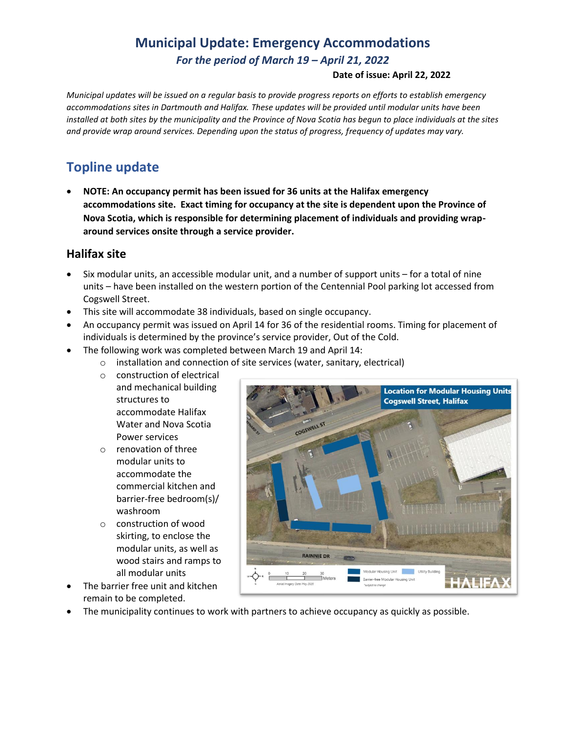# Municipal Update: Emergency Accommodations

*For the period of March 19 – April 21, 2022*

**Date of issue: April 22, 2022**

*Municipal updates will be issued on a regular basis to provide progress reports on efforts to establish emergency accommodations sites in Dartmouth and Halifax. These updates will be provided until modular units have been installed at both sites by the municipality and the Province of Nova Scotia has begun to place individuals at the sites and provide wrap around services. Depending upon the status of progress, frequency of updates may vary.*

## Topline update

- **NOTE: An occupancy permit has been issued for 36 units at the Halifax emergency accommodations site. Exact timing for occupancy at the site is dependent upon the Province of Nova Scotia, which is responsible for determining placement of individuals and providing wrap-around services onsite through a service provider.**

### Halifax site

- Six modular units, an accessible modular unit, and a number of support units – for a total of nine units – have been installed on the western portion of the Centennial Pool parking lot accessed from Cogswell Street.
- This site will accommodate 38 individuals, based on single occupancy.
- An occupancy permit was issued on April 14 for 36 of the residential rooms. Timing for placement of individuals is determined by the province's service provider, Out of the Cold.
- The following work was completed between March 19 and April 14:
  - installation and connection of site services (water, sanitary, electrical)
  - construction of electrical and mechanical building structures to accommodate Halifax Water and Nova Scotia Power services
  - renovation of three modular units to accommodate the commercial kitchen and barrier-free bedroom(s)/ washroom
  - construction of wood skirting, to enclose the modular units, as well as wood stairs and ramps to all modular units
- The barrier free unit and kitchen remain to be completed.
- The municipality continues to work with partners to achieve occupancy as quickly as possible.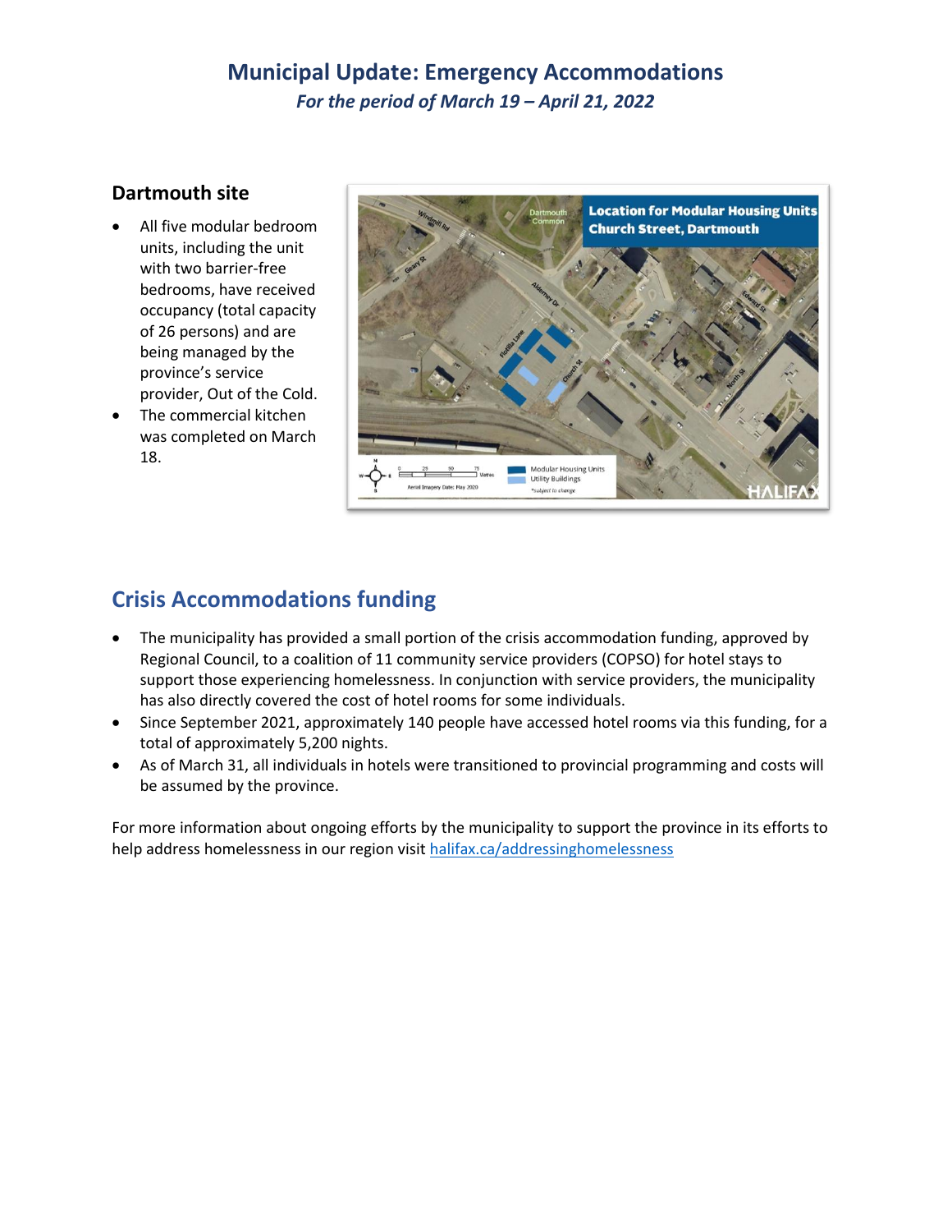# Municipal Update: Emergency Accommodations

*For the period of March 19 – April 21, 2022*

### Dartmouth site

- All five modular bedroom units, including the unit with two barrier-free bedrooms, have received occupancy (total capacity of 26 persons) and are being managed by the province's service provider, Out of the Cold.
- The commercial kitchen was completed on March 18.

Location for Modular Housing Units
Church Street, Dartmouth

Dartmouth Common
Windmill Rd
Geary St
Alderney Dr
Flotilla Lane
Church St
Edward St
North St

Modular Housing Units
Utility Buildings
*subject to change
0 25 50 75 Metres
Aerial Imagery Date: May 2020
HALIFAX

## Crisis Accommodations funding

- The municipality has provided a small portion of the crisis accommodation funding, approved by Regional Council, to a coalition of 11 community service providers (COPSO) for hotel stays to support those experiencing homelessness. In conjunction with service providers, the municipality has also directly covered the cost of hotel rooms for some individuals.
- Since September 2021, approximately 140 people have accessed hotel rooms via this funding, for a total of approximately 5,200 nights.
- As of March 31, all individuals in hotels were transitioned to provincial programming and costs will be assumed by the province.

For more information about ongoing efforts by the municipality to support the province in its efforts to help address homelessness in our region visit [halifax.ca/addressinghomelessness](halifax.ca/addressinghomelessness)